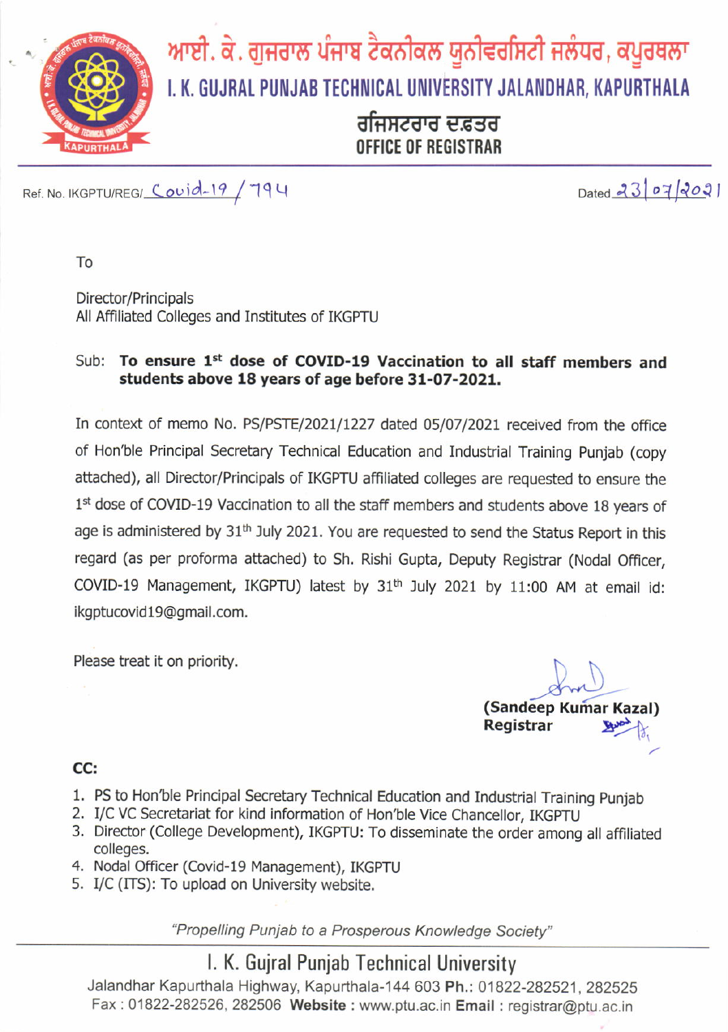# ਆਈ. ਕੇ. ਗੁਜਰਾਲ ਪੰਜਾਬ ਟੈਕਨੀਕਲ ਯੂਨੀਵਰਸਿਟੀ ਜਲੰਧਰ, ਕਪੂਰਥਲਾ

# I. K. GUJRAL PUNJAB TECHNICAL UNIVERSITY JALANDHAR, KAPURTHALA

## ਰਜਿਸਟਰਾਰ ਦਫ਼ਤਰ

## OFFICE OF REGISTRAR

Ref. No. IKGPTU/REG/Covid-19 / 794

Dated 23/07/2021

To

Director/Principals
All Affiliated Colleges and Institutes of IKGPTU

Sub: **To ensure 1st dose of COVID-19 Vaccination to all staff members and students above 18 years of age before 31-07-2021.**

In context of memo No. PS/PSTE/2021/1227 dated 05/07/2021 received from the office of Hon'ble Principal Secretary Technical Education and Industrial Training Punjab (copy attached), all Director/Principals of IKGPTU affiliated colleges are requested to ensure the 1st dose of COVID-19 Vaccination to all the staff members and students above 18 years of age is administered by 31th July 2021. You are requested to send the Status Report in this regard (as per proforma attached) to Sh. Rishi Gupta, Deputy Registrar (Nodal Officer, COVID-19 Management, IKGPTU) latest by 31th July 2021 by 11:00 AM at email id: ikgptucovid19@gmail.com.

Please treat it on priority.

**(Sandeep Kumar Kazal)**
**Registrar**

**CC:**

1. PS to Hon'ble Principal Secretary Technical Education and Industrial Training Punjab
2. I/C VC Secretariat for kind information of Hon'ble Vice Chancellor, IKGPTU
3. Director (College Development), IKGPTU: To disseminate the order among all affiliated colleges.
4. Nodal Officer (Covid-19 Management), IKGPTU
5. I/C (ITS): To upload on University website.

*"Propelling Punjab to a Prosperous Knowledge Society"*

I. K. Gujral Punjab Technical University
Jalandhar Kapurthala Highway, Kapurthala-144 603 **Ph.:** 01822-282521, 282525
Fax : 01822-282526, 282506 **Website :** www.ptu.ac.in **Email :** registrar@ptu.ac.in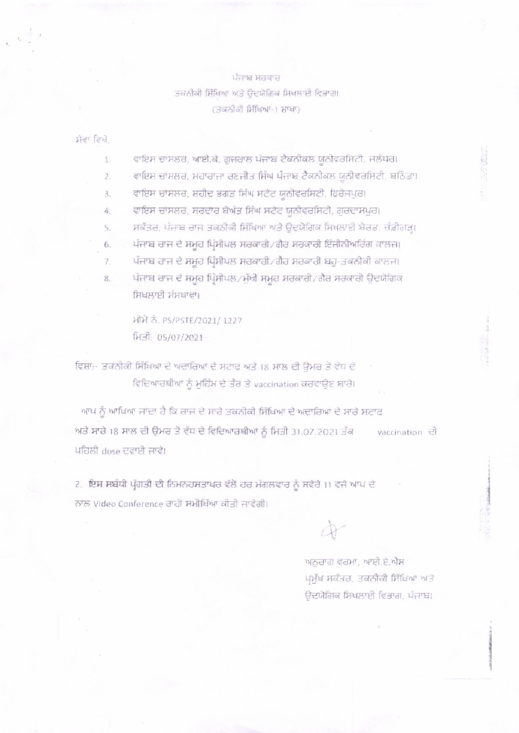ਪੰਜਾਬ ਸਰਕਾਰ
ਤਕਨੀਕੀ ਸਿੱਖਿਆ ਅਤੇ ਉਦਯੋਗਿਕ ਸਿਖਲਾਈ ਵਿਭਾਗ।
(ਤਕਨੀਕੀ ਸਿੱਖਿਆ-1 ਸ਼ਾਖਾ)

ਸੇਵਾ ਵਿਖੇ,

1. ਵਾਇਸ ਚਾਂਸਲਰ, ਆਈ.ਕੇ. ਗੁਜਰਾਲ ਪੰਜਾਬ ਟੈਕਨੀਕਲ ਯੂਨੀਵਰਸਿਟੀ, ਜਲੰਧਰ।
2. ਵਾਇਸ ਚਾਂਸਲਰ, ਮਹਾਰਾਜਾ ਰਣਜੀਤ ਸਿੰਘ ਪੰਜਾਬ ਟੈਕਨੀਕਲ ਯੂਨੀਵਰਸਿਟੀ, ਬਠਿੰਡਾ।
3. ਵਾਇਸ ਚਾਂਸਲਰ, ਸ਼ਹੀਦ ਭਗਤ ਸਿੰਘ ਸਟੇਟ ਯੂਨੀਵਰਸਿਟੀ, ਫਿਰੋਜ਼ਪੁਰ।
4. ਵਾਇਸ ਚਾਂਸਲਰ, ਸਰਦਾਰ ਬੇਅੰਤ ਸਿੰਘ ਸਟੇਟ ਯੂਨੀਵਰਸਿਟੀ, ਗੁਰਦਾਸਪੁਰ।
5. ਸਕੱਤਰ, ਪੰਜਾਬ ਰਾਜ ਤਕਨੀਕੀ ਸਿੱਖਿਆ ਅਤੇ ਉਦਯੋਗਿਕ ਸਿਖਲਾਈ ਬੋਰਡ, ਚੰਡੀਗੜ੍ਹ।
6. ਪੰਜਾਬ ਰਾਜ ਦੇ ਸਮੂਹ ਪ੍ਰਿੰਸੀਪਲ ਸਰਕਾਰੀ/ਗੈਰ ਸਰਕਾਰੀ ਇੰਜੀਨੀਅਰਿੰਗ ਕਾਲਜ।
7. ਪੰਜਾਬ ਰਾਜ ਦੇ ਸਮੂਹ ਪ੍ਰਿੰਸੀਪਲ ਸਰਕਾਰੀ/ਗੈਰ ਸਰਕਾਰੀ ਬਹੁ-ਤਕਨੀਕੀ ਕਾਲਜ।
8. ਪੰਜਾਬ ਰਾਜ ਦੇ ਸਮੂਹ ਪ੍ਰਿੰਸੀਪਲ/ਮੁੱਖੀ ਸਮੂਹ ਸਰਕਾਰੀ/ਗੈਰ ਸਰਕਾਰੀ ਉਦਯੋਗਿਕ ਸਿਖਲਾਈ ਸੰਸਥਾਵਾਂ।

ਮੀਮੋ ਨੰ. PS/PSTE/2021/ 1227
ਮਿਤੀ: 05/07/2021

ਵਿਸ਼ਾ:- ਤਕਨੀਕੀ ਸਿੱਖਿਆ ਦੇ ਅਦਾਰਿਆਂ ਦੇ ਸਟਾਫ ਅਤੇ 18 ਸਾਲ ਦੀ ਉਮਰ ਤੋਂ ਵੱਧ ਦੇ ਵਿਦਿਆਰਥੀਆ ਨੂੰ ਮੁਹਿੰਮ ਦੇ ਤੌਰ ਤੇ vaccination ਕਰਵਾਉਣ ਬਾਰੇ।

ਆਪ ਨੂੰ ਆਖਿਆ ਜਾਂਦਾ ਹੈ ਕਿ ਰਾਜ ਦੇ ਸਾਰੇ ਤਕਨੀਕੀ ਸਿੱਖਿਆ ਦੇ ਅਦਾਰਿਆਂ ਦੇ ਸਾਰੇ ਸਟਾਫ ਅਤੇ ਸਾਰੇ 18 ਸਾਲ ਦੀ ਉਮਰ ਤੋਂ ਵੱਧ ਦੇ ਵਿਦਿਆਰਥੀਆ ਨੂੰ ਮਿਤੀ 31.07.2021 ਤੱਕ vaccination ਦੀ ਪਹਿਲੀ dose ਦਵਾਈ ਜਾਵੇ।

2. **ਇਸ ਸਬੰਧੀ ਪ੍ਰਗਤੀ ਦੀ** ਨਿਮਨਹਸਤਾਖਰ ਵੱਲੋਂ ਹਰ ਮੰਗਲਵਾਰ ਨੂੰ ਸਵੇਰੇ 11 ਵਜੇ ਆਪ ਦੇ ਨਾਲ Video Conference ਰਾਹੀਂ **ਸਮੀਖਿਆ** ਕੀਤੀ ਜਾਵੇਗੀ।

ਅਨੁਰਾਗ ਵਰਮਾ, ਆਈ.ਏ.ਐਸ
ਪ੍ਰਮੁੱਖ ਸਕੱਤਰ, ਤਕਨੀਕੀ ਸਿੱਖਿਆ ਅਤੇ ਉਦਯੋਗਿਕ ਸਿਖਲਾਈ ਵਿਭਾਗ, ਪੰਜਾਬ।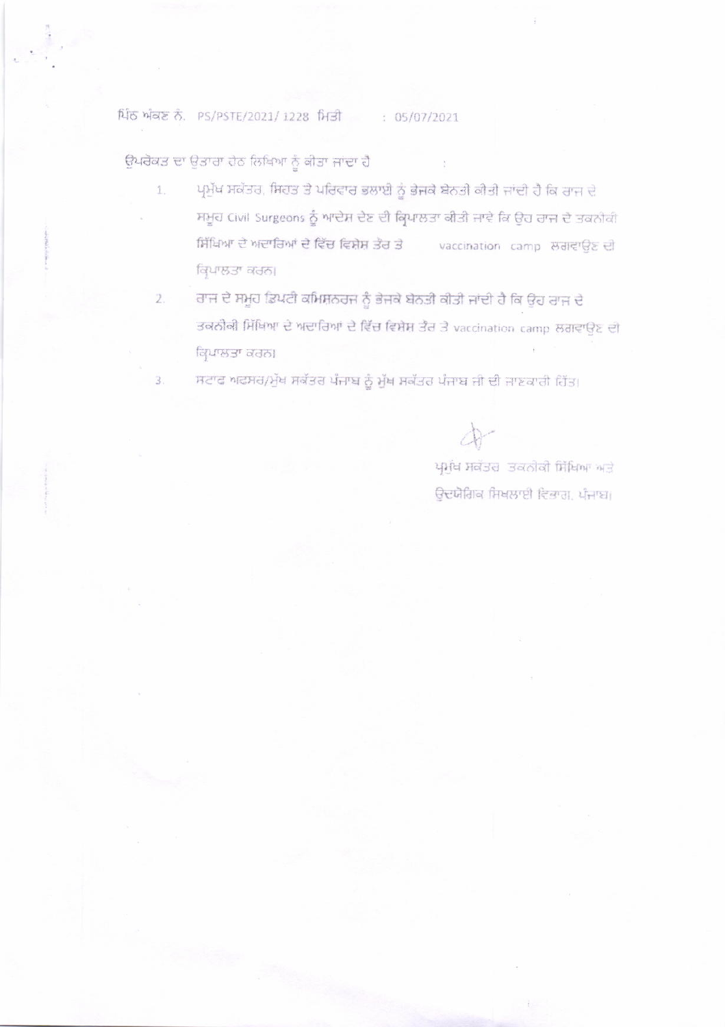ਪਿੱਠ ਅੰਕਣ ਨੰ. PS/PSTE/2021/ 1228 ਮਿਤੀ : 05/07/2021

ਉਪਰੋਕਤ ਦਾ ਉਤਾਰਾ ਹੇਠ ਲਿਖਿਆ ਨੂੰ ਕੀਤਾ ਜਾਂਦਾ ਹੈ

1. ਪ੍ਰਮੁੱਖ ਸਕੱਤਰ, ਸਿਹਤ ਤੇ ਪਰਿਵਾਰ ਭਲਾਈ ਨੂੰ ਭੇਜਕੇ ਬੇਨਤੀ ਕੀਤੀ ਜਾਂਦੀ ਹੈ ਕਿ ਰਾਜ ਦੇ ਸਮੂਹ Civil Surgeons ਨੂੰ ਆਦੇਸ਼ ਦੇਣ ਦੀ ਕ੍ਰਿਪਾਲਤਾ ਕੀਤੀ ਜਾਵੇ ਕਿ ਉਹ ਰਾਜ ਦੇ ਤਕਨੀਕੀ ਸਿੱਖਿਆ ਦੇ ਅਦਾਰਿਆਂ ਦੇ ਵਿੱਚ ਵਿਸ਼ੇਸ਼ ਤੌਰ ਤੇ vaccination camp ਲਗਵਾਉਣ ਦੀ ਕ੍ਰਿਪਾਲਤਾ ਕਰਨ।
2. ਰਾਜ ਦੇ ਸਮੂਹ ਡਿਪਟੀ ਕਮਿਸ਼ਨਰਜ ਨੂੰ ਭੇਜਕੇ ਬੇਨਤੀ ਕੀਤੀ ਜਾਂਦੀ ਹੈ ਕਿ ਉਹ ਰਾਜ ਦੇ ਤਕਨੀਕੀ ਸਿੱਖਿਆ ਦੇ ਅਦਾਰਿਆਂ ਦੇ ਵਿੱਚ ਵਿਸ਼ੇਸ਼ ਤੌਰ ਤੇ vaccination camp ਲਗਵਾਉਣ ਦੀ ਕ੍ਰਿਪਾਲਤਾ ਕਰਨ।
3. ਸਟਾਫ ਅਫਸਰ/ਮੁੱਖ ਸਕੱਤਰ ਪੰਜਾਬ ਨੂੰ ਮੁੱਖ ਸਕੱਤਰ ਪੰਜਾਬ ਜੀ ਦੀ ਜਾਣਕਾਰੀ ਹਿੱਤ।

ਪ੍ਰਮੁੱਖ ਸਕੱਤਰ ਤਕਨੀਕੀ ਸਿੱਖਿਆ ਅਤੇ
ਉਦਯੋਗਿਕ ਸਿਖਲਾਈ ਵਿਭਾਗ, ਪੰਜਾਬ।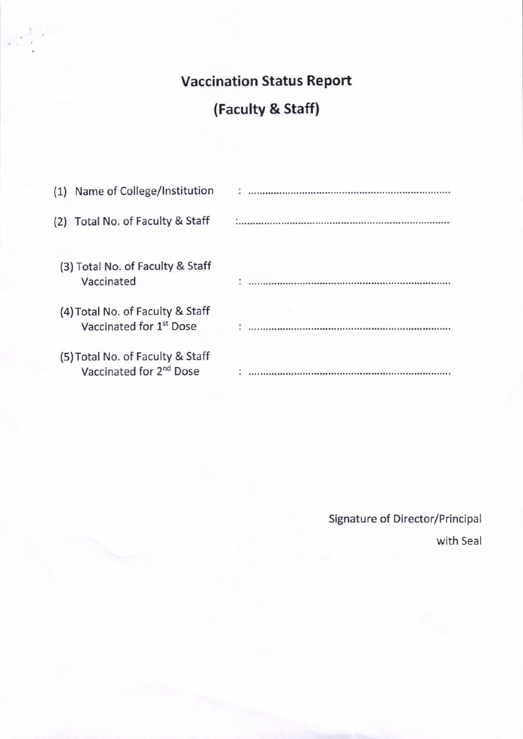# Vaccination Status Report

## (Faculty & Staff)

(1) Name of College/Institution : ..........................................................................

(2) Total No. of Faculty & Staff :..........................................................................

(3) Total No. of Faculty & Staff Vaccinated : ..........................................................................

(4) Total No. of Faculty & Staff Vaccinated for 1st Dose : ..........................................................................

(5) Total No. of Faculty & Staff Vaccinated for 2nd Dose : ..........................................................................

Signature of Director/Principal
with Seal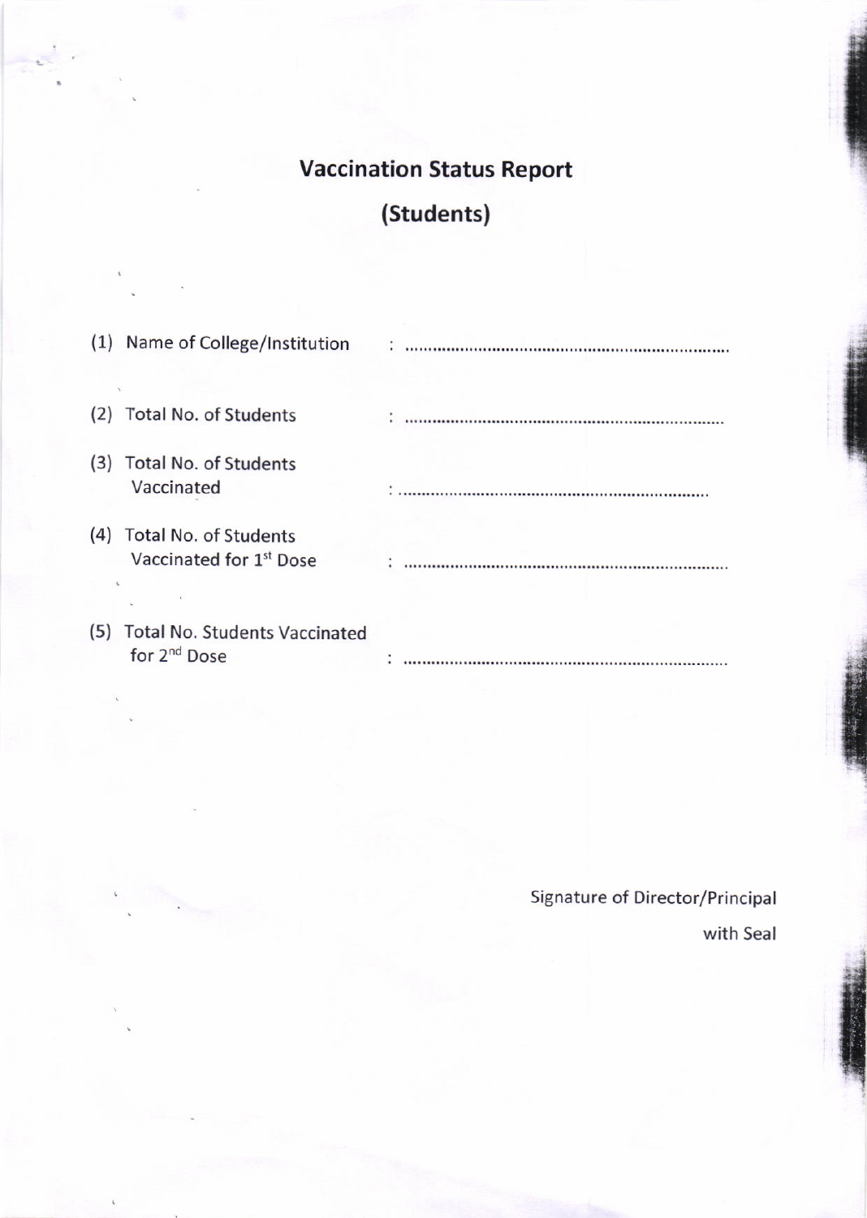# Vaccination Status Report

## (Students)

(1) Name of College/Institution : ..........................................................................

(2) Total No. of Students : ..........................................................................

(3) Total No. of Students Vaccinated : ..........................................................................

(4) Total No. of Students Vaccinated for 1st Dose : ..........................................................................

(5) Total No. Students Vaccinated for 2nd Dose : ..........................................................................

Signature of Director/Principal

with Seal